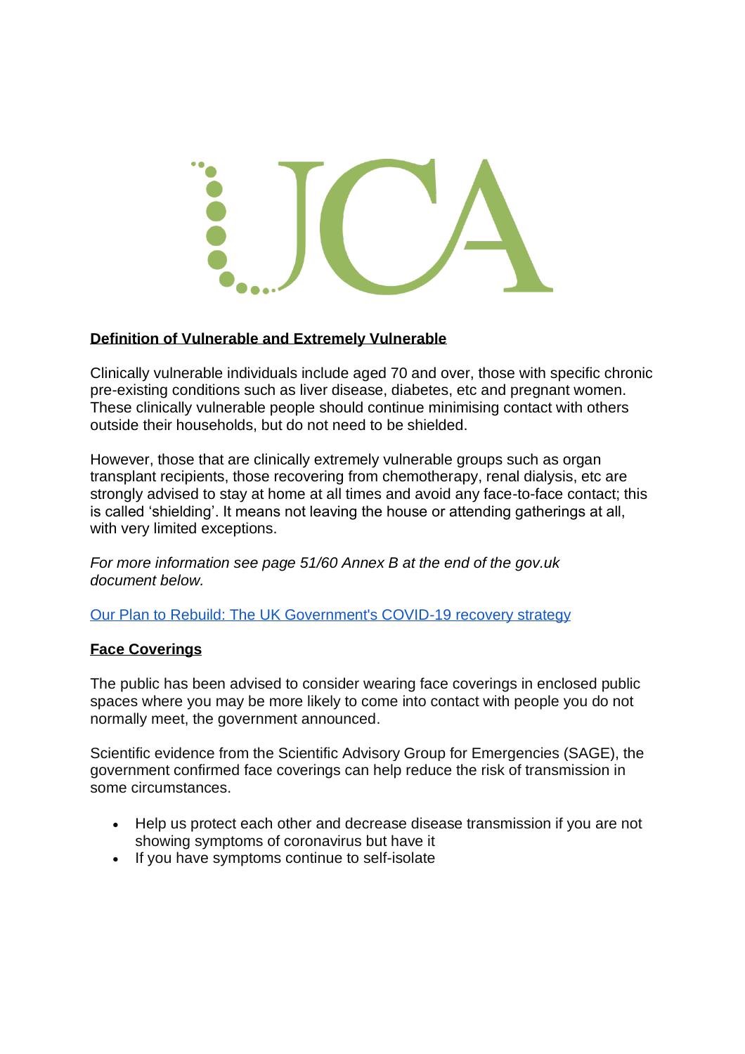UCA

## Definition of Vulnerable and Extremely Vulnerable

Clinically vulnerable individuals include aged 70 and over, those with specific chronic pre-existing conditions such as liver disease, diabetes, etc and pregnant women. These clinically vulnerable people should continue minimising contact with others outside their households, but do not need to be shielded.

However, those that are clinically extremely vulnerable groups such as organ transplant recipients, those recovering from chemotherapy, renal dialysis, etc are strongly advised to stay at home at all times and avoid any face-to-face contact; this is called 'shielding'. It means not leaving the house or attending gatherings at all, with very limited exceptions.

*For more information see page 51/60 Annex B at the end of the gov.uk document below.*

Our Plan to Rebuild: The UK Government's COVID-19 recovery strategy

## Face Coverings

The public has been advised to consider wearing face coverings in enclosed public spaces where you may be more likely to come into contact with people you do not normally meet, the government announced.

Scientific evidence from the Scientific Advisory Group for Emergencies (SAGE), the government confirmed face coverings can help reduce the risk of transmission in some circumstances.

- Help us protect each other and decrease disease transmission if you are not showing symptoms of coronavirus but have it
- If you have symptoms continue to self-isolate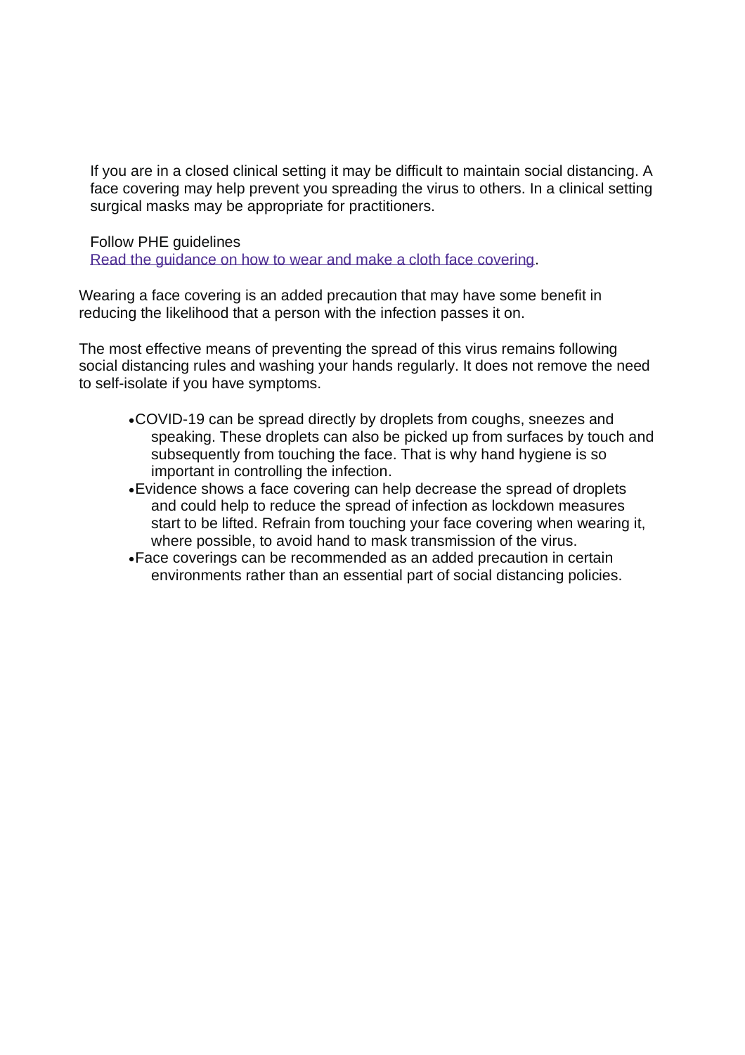If you are in a closed clinical setting it may be difficult to maintain social distancing. A face covering may help prevent you spreading the virus to others. In a clinical setting surgical masks may be appropriate for practitioners.

Follow PHE guidelines
Read the guidance on how to wear and make a cloth face covering.

Wearing a face covering is an added precaution that may have some benefit in reducing the likelihood that a person with the infection passes it on.

The most effective means of preventing the spread of this virus remains following social distancing rules and washing your hands regularly. It does not remove the need to self-isolate if you have symptoms.

- COVID-19 can be spread directly by droplets from coughs, sneezes and speaking. These droplets can also be picked up from surfaces by touch and subsequently from touching the face. That is why hand hygiene is so important in controlling the infection.
- Evidence shows a face covering can help decrease the spread of droplets and could help to reduce the spread of infection as lockdown measures start to be lifted. Refrain from touching your face covering when wearing it, where possible, to avoid hand to mask transmission of the virus.
- Face coverings can be recommended as an added precaution in certain environments rather than an essential part of social distancing policies.